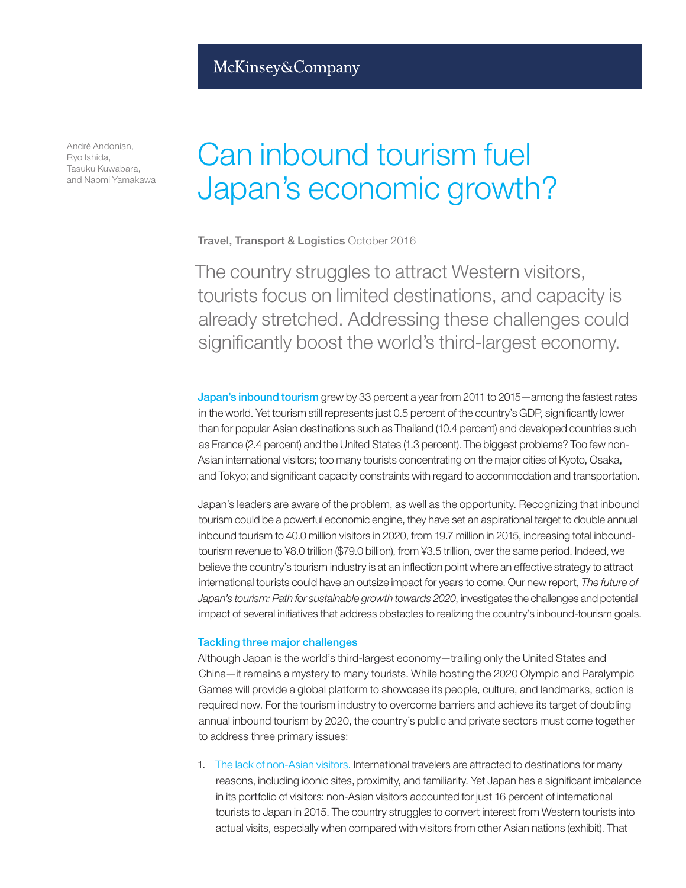McKinsey&Company

André Andonian, Ryo Ishida, Tasuku Kuwabara, and Naomi Yamakawa

# Can inbound tourism fuel Japan's economic growth?

**Travel, Transport & Logistics** October 2016

The country struggles to attract Western visitors, tourists focus on limited destinations, and capacity is already stretched. Addressing these challenges could significantly boost the world's third-largest economy.

**Japan's inbound tourism** grew by 33 percent a year from 2011 to 2015—among the fastest rates in the world. Yet tourism still represents just 0.5 percent of the country's GDP, significantly lower than for popular Asian destinations such as Thailand (10.4 percent) and developed countries such as France (2.4 percent) and the United States (1.3 percent). The biggest problems? Too few non-Asian international visitors; too many tourists concentrating on the major cities of Kyoto, Osaka, and Tokyo; and significant capacity constraints with regard to accommodation and transportation.

Japan's leaders are aware of the problem, as well as the opportunity. Recognizing that inbound tourism could be a powerful economic engine, they have set an aspirational target to double annual inbound tourism to 40.0 million visitors in 2020, from 19.7 million in 2015, increasing total inbound-tourism revenue to ¥8.0 trillion ($79.0 billion), from ¥3.5 trillion, over the same period. Indeed, we believe the country's tourism industry is at an inflection point where an effective strategy to attract international tourists could have an outsize impact for years to come. Our new report, *The future of Japan's tourism: Path for sustainable growth towards 2020*, investigates the challenges and potential impact of several initiatives that address obstacles to realizing the country's inbound-tourism goals.

### Tackling three major challenges

Although Japan is the world's third-largest economy—trailing only the United States and China—it remains a mystery to many tourists. While hosting the 2020 Olympic and Paralympic Games will provide a global platform to showcase its people, culture, and landmarks, action is required now. For the tourism industry to overcome barriers and achieve its target of doubling annual inbound tourism by 2020, the country's public and private sectors must come together to address three primary issues:

1. The lack of non-Asian visitors. International travelers are attracted to destinations for many reasons, including iconic sites, proximity, and familiarity. Yet Japan has a significant imbalance in its portfolio of visitors: non-Asian visitors accounted for just 16 percent of international tourists to Japan in 2015. The country struggles to convert interest from Western tourists into actual visits, especially when compared with visitors from other Asian nations (exhibit). That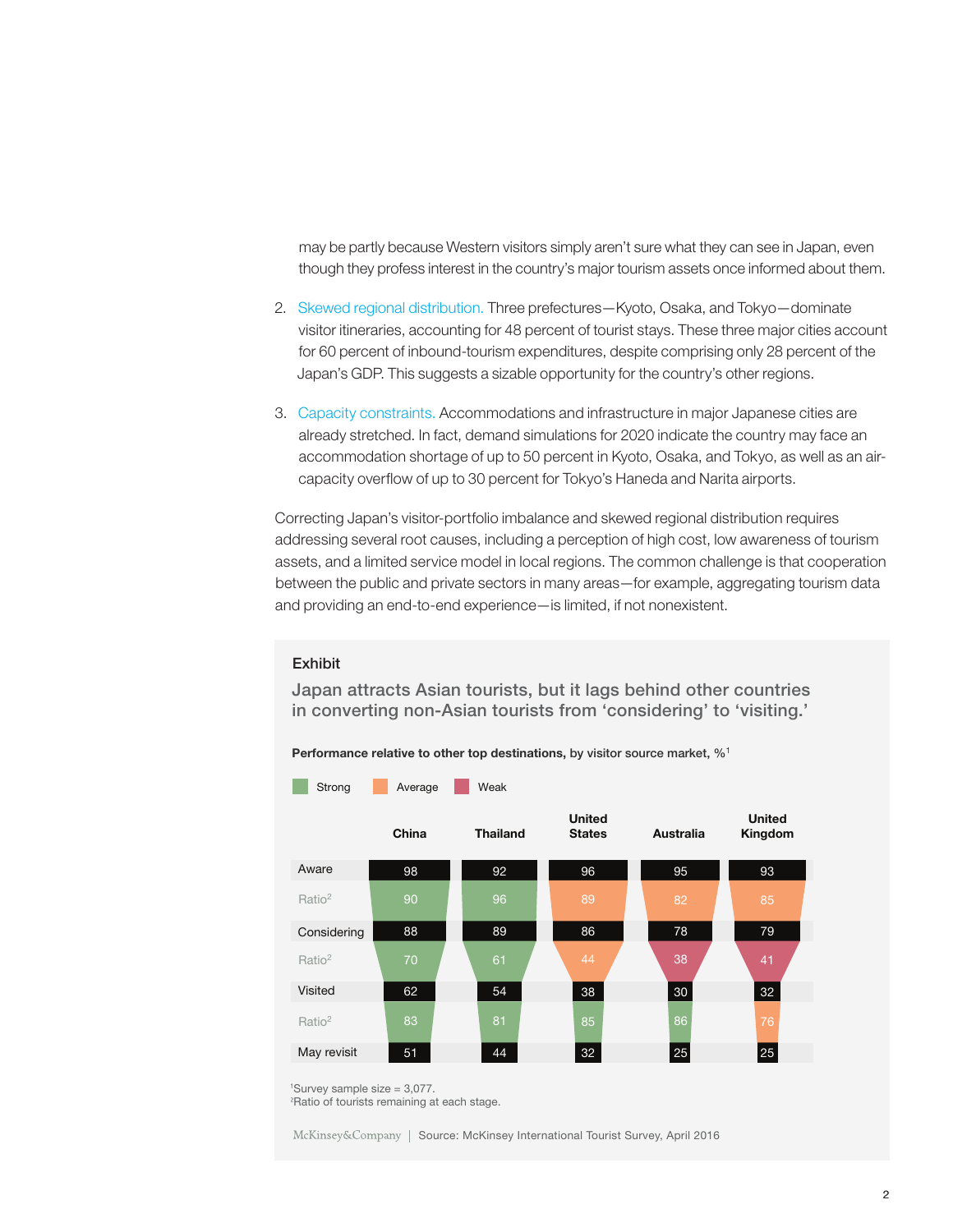may be partly because Western visitors simply aren't sure what they can see in Japan, even though they profess interest in the country's major tourism assets once informed about them.

2. Skewed regional distribution. Three prefectures—Kyoto, Osaka, and Tokyo—dominate visitor itineraries, accounting for 48 percent of tourist stays. These three major cities account for 60 percent of inbound-tourism expenditures, despite comprising only 28 percent of the Japan's GDP. This suggests a sizable opportunity for the country's other regions.

3. Capacity constraints. Accommodations and infrastructure in major Japanese cities are already stretched. In fact, demand simulations for 2020 indicate the country may face an accommodation shortage of up to 50 percent in Kyoto, Osaka, and Tokyo, as well as an air-capacity overflow of up to 30 percent for Tokyo's Haneda and Narita airports.

Correcting Japan's visitor-portfolio imbalance and skewed regional distribution requires addressing several root causes, including a perception of high cost, low awareness of tourism assets, and a limited service model in local regions. The common challenge is that cooperation between the public and private sectors in many areas—for example, aggregating tourism data and providing an end-to-end experience—is limited, if not nonexistent.

### Exhibit

**Japan attracts Asian tourists, but it lags behind other countries in converting non-Asian tourists from 'considering' to 'visiting.'**

**Performance relative to other top destinations,** by visitor source market, %[1]

Strong | Average | Weak

| | China | Thailand | United States | Australia | United Kingdom |
|---|---|---|---|---|---|
| Aware | 98 | 92 | 96 | 95 | 93 |
| Ratio[2] | 90 (Strong) | 96 (Strong) | 89 (Average) | 82 (Average) | 85 (Average) |
| Considering | 88 | 89 | 86 | 78 | 79 |
| Ratio[2] | 70 (Strong) | 61 (Strong) | 44 (Average) | 38 (Weak) | 41 (Weak) |
| Visited | 62 | 54 | 38 | 30 | 32 |
| Ratio[2] | 83 (Strong) | 81 (Strong) | 85 (Strong) | 86 (Strong) | 76 (Average) |
| May revisit | 51 | 44 | 32 | 25 | 25 |

[1]Survey sample size = 3,077.
[2]Ratio of tourists remaining at each stage.

McKinsey&Company | Source: McKinsey International Tourist Survey, April 2016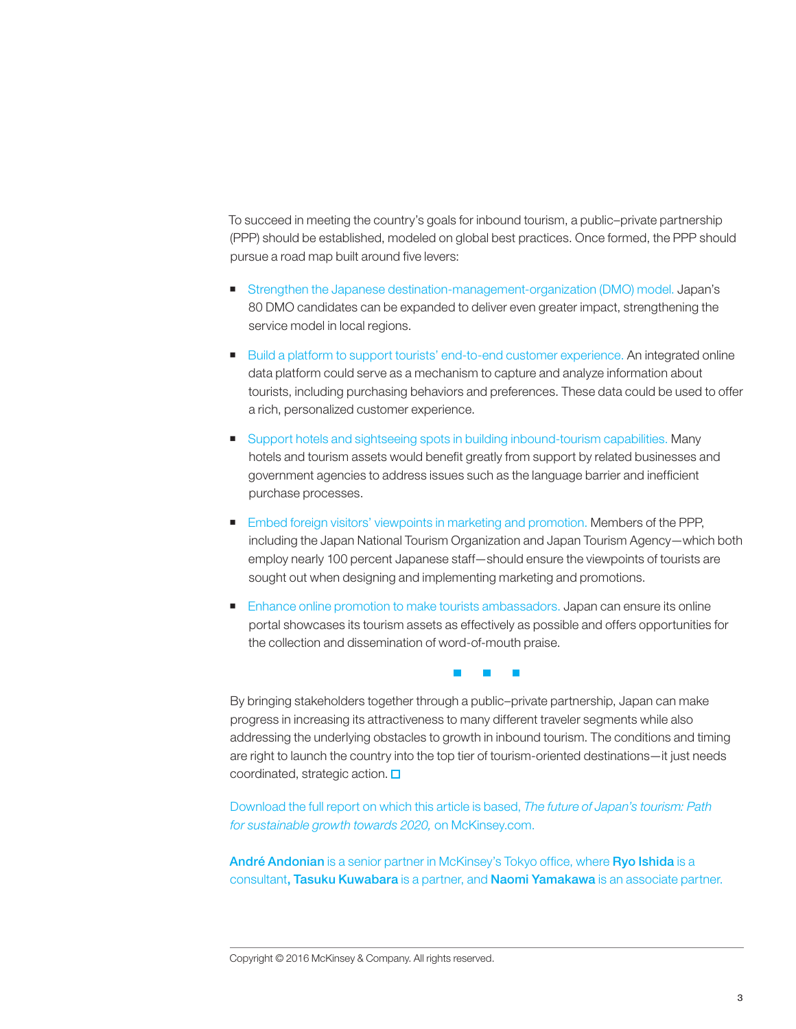To succeed in meeting the country's goals for inbound tourism, a public–private partnership (PPP) should be established, modeled on global best practices. Once formed, the PPP should pursue a road map built around five levers:

- Strengthen the Japanese destination-management-organization (DMO) model. Japan's 80 DMO candidates can be expanded to deliver even greater impact, strengthening the service model in local regions.
- Build a platform to support tourists' end-to-end customer experience. An integrated online data platform could serve as a mechanism to capture and analyze information about tourists, including purchasing behaviors and preferences. These data could be used to offer a rich, personalized customer experience.
- Support hotels and sightseeing spots in building inbound-tourism capabilities. Many hotels and tourism assets would benefit greatly from support by related businesses and government agencies to address issues such as the language barrier and inefficient purchase processes.
- Embed foreign visitors' viewpoints in marketing and promotion. Members of the PPP, including the Japan National Tourism Organization and Japan Tourism Agency—which both employ nearly 100 percent Japanese staff—should ensure the viewpoints of tourists are sought out when designing and implementing marketing and promotions.
- Enhance online promotion to make tourists ambassadors. Japan can ensure its online portal showcases its tourism assets as effectively as possible and offers opportunities for the collection and dissemination of word-of-mouth praise.

■ ■ ■

By bringing stakeholders together through a public–private partnership, Japan can make progress in increasing its attractiveness to many different traveler segments while also addressing the underlying obstacles to growth in inbound tourism. The conditions and timing are right to launch the country into the top tier of tourism-oriented destinations—it just needs coordinated, strategic action. □

Download the full report on which this article is based, *The future of Japan's tourism: Path for sustainable growth towards 2020,* on McKinsey.com.

**André Andonian** is a senior partner in McKinsey's Tokyo office, where **Ryo Ishida** is a consultant, **Tasuku Kuwabara** is a partner, and **Naomi Yamakawa** is an associate partner.

Copyright © 2016 McKinsey & Company. All rights reserved.